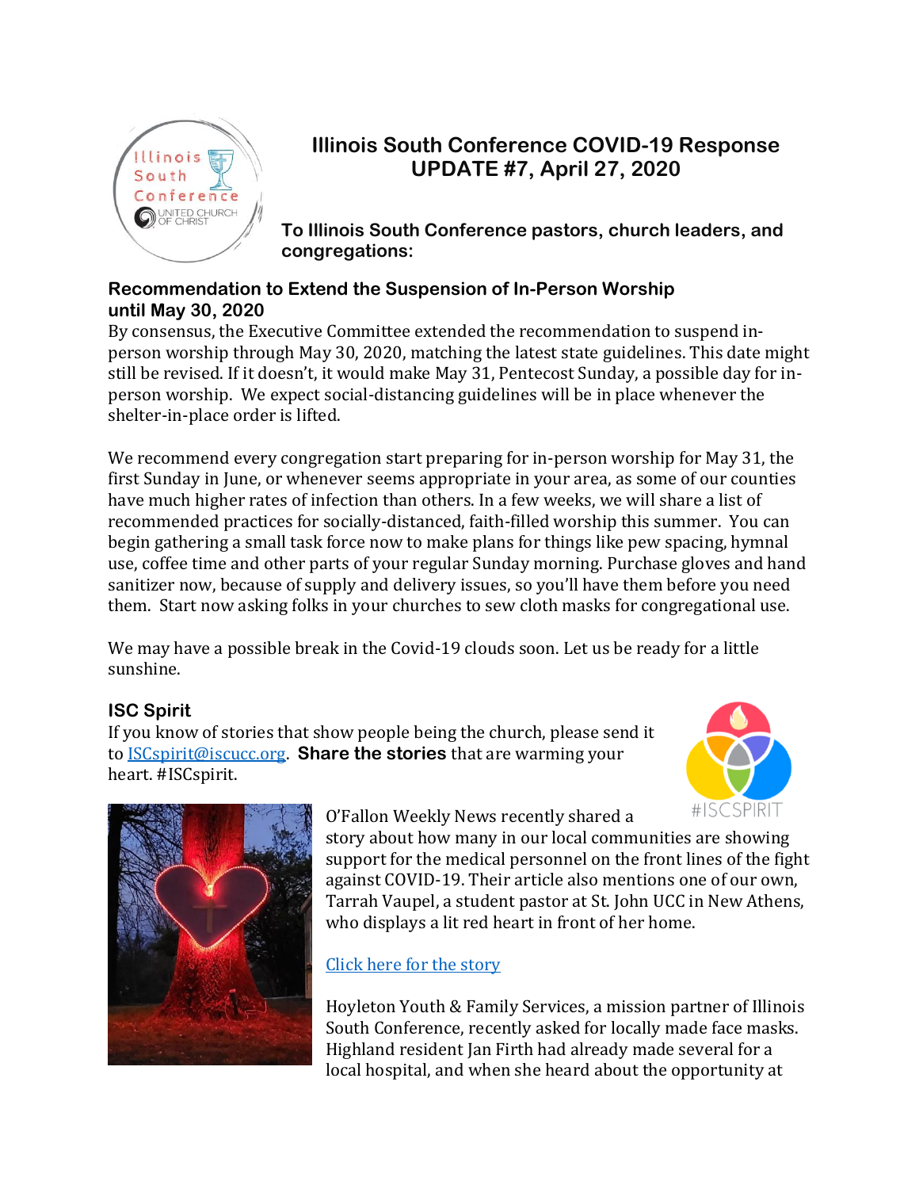# Illinois South Conference COVID-19 Response
# UPDATE #7, April 27, 2020

**To Illinois South Conference pastors, church leaders, and congregations:**

### Recommendation to Extend the Suspension of In-Person Worship until May 30, 2020

By consensus, the Executive Committee extended the recommendation to suspend in-person worship through May 30, 2020, matching the latest state guidelines. This date might still be revised. If it doesn't, it would make May 31, Pentecost Sunday, a possible day for in-person worship. We expect social-distancing guidelines will be in place whenever the shelter-in-place order is lifted.

We recommend every congregation start preparing for in-person worship for May 31, the first Sunday in June, or whenever seems appropriate in your area, as some of our counties have much higher rates of infection than others. In a few weeks, we will share a list of recommended practices for socially-distanced, faith-filled worship this summer. You can begin gathering a small task force now to make plans for things like pew spacing, hymnal use, coffee time and other parts of your regular Sunday morning. Purchase gloves and hand sanitizer now, because of supply and delivery issues, so you'll have them before you need them. Start now asking folks in your churches to sew cloth masks for congregational use.

We may have a possible break in the Covid-19 clouds soon. Let us be ready for a little sunshine.

### ISC Spirit

If you know of stories that show people being the church, please send it to [ISCspirit@iscucc.org](mailto:ISCspirit@iscucc.org). **Share the stories** that are warming your heart. #ISCspirit.

O'Fallon Weekly News recently shared a story about how many in our local communities are showing support for the medical personnel on the front lines of the fight against COVID-19. Their article also mentions one of our own, Tarrah Vaupel, a student pastor at St. John UCC in New Athens, who displays a lit red heart in front of her home.

[Click here for the story]()

Hoyleton Youth & Family Services, a mission partner of Illinois South Conference, recently asked for locally made face masks. Highland resident Jan Firth had already made several for a local hospital, and when she heard about the opportunity at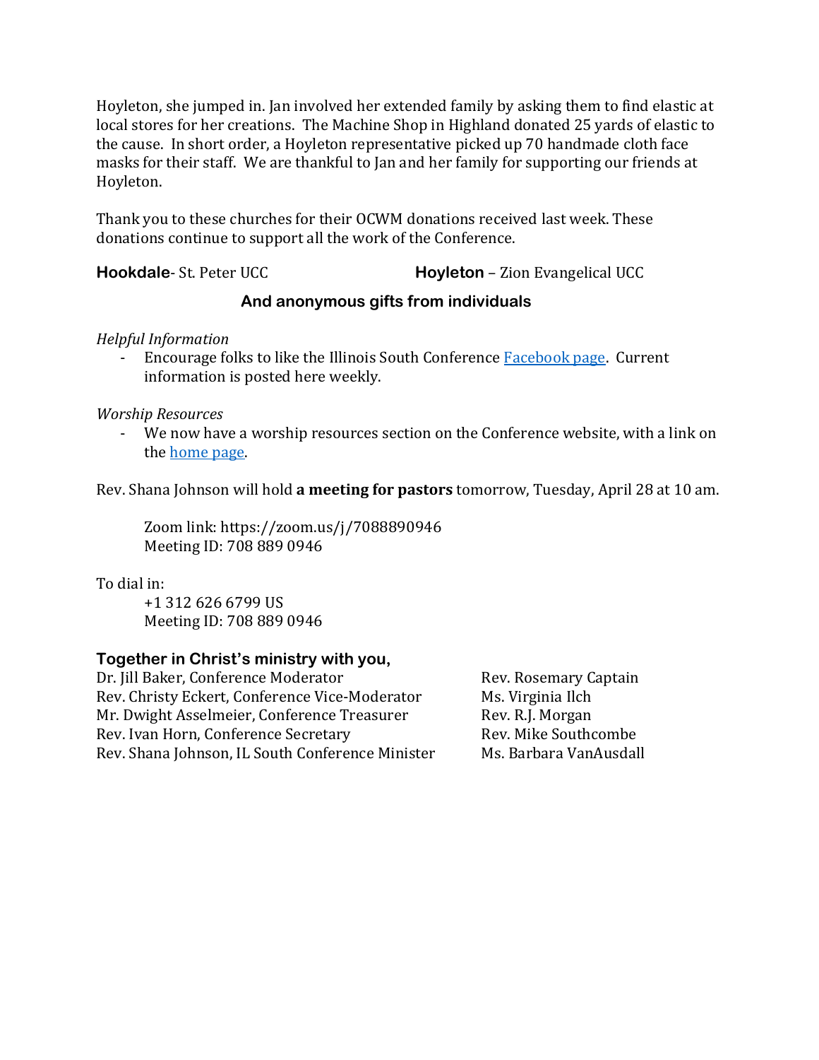Hoyleton, she jumped in. Jan involved her extended family by asking them to find elastic at local stores for her creations. The Machine Shop in Highland donated 25 yards of elastic to the cause. In short order, a Hoyleton representative picked up 70 handmade cloth face masks for their staff. We are thankful to Jan and her family for supporting our friends at Hoyleton.

Thank you to these churches for their OCWM donations received last week. These donations continue to support all the work of the Conference.

**Hookdale**- St. Peter UCC

**Hoyleton** – Zion Evangelical UCC

**And anonymous gifts from individuals**

*Helpful Information*

- Encourage folks to like the Illinois South Conference Facebook page. Current information is posted here weekly.

*Worship Resources*

- We now have a worship resources section on the Conference website, with a link on the home page.

Rev. Shana Johnson will hold **a meeting for pastors** tomorrow, Tuesday, April 28 at 10 am.

Zoom link: https://zoom.us/j/7088890946
Meeting ID: 708 889 0946

To dial in:
+1 312 626 6799 US
Meeting ID: 708 889 0946

**Together in Christ's ministry with you,**

Dr. Jill Baker, Conference Moderator
Rev. Christy Eckert, Conference Vice-Moderator
Mr. Dwight Asselmeier, Conference Treasurer
Rev. Ivan Horn, Conference Secretary
Rev. Shana Johnson, IL South Conference Minister

Rev. Rosemary Captain
Ms. Virginia Ilch
Rev. R.J. Morgan
Rev. Mike Southcombe
Ms. Barbara VanAusdall